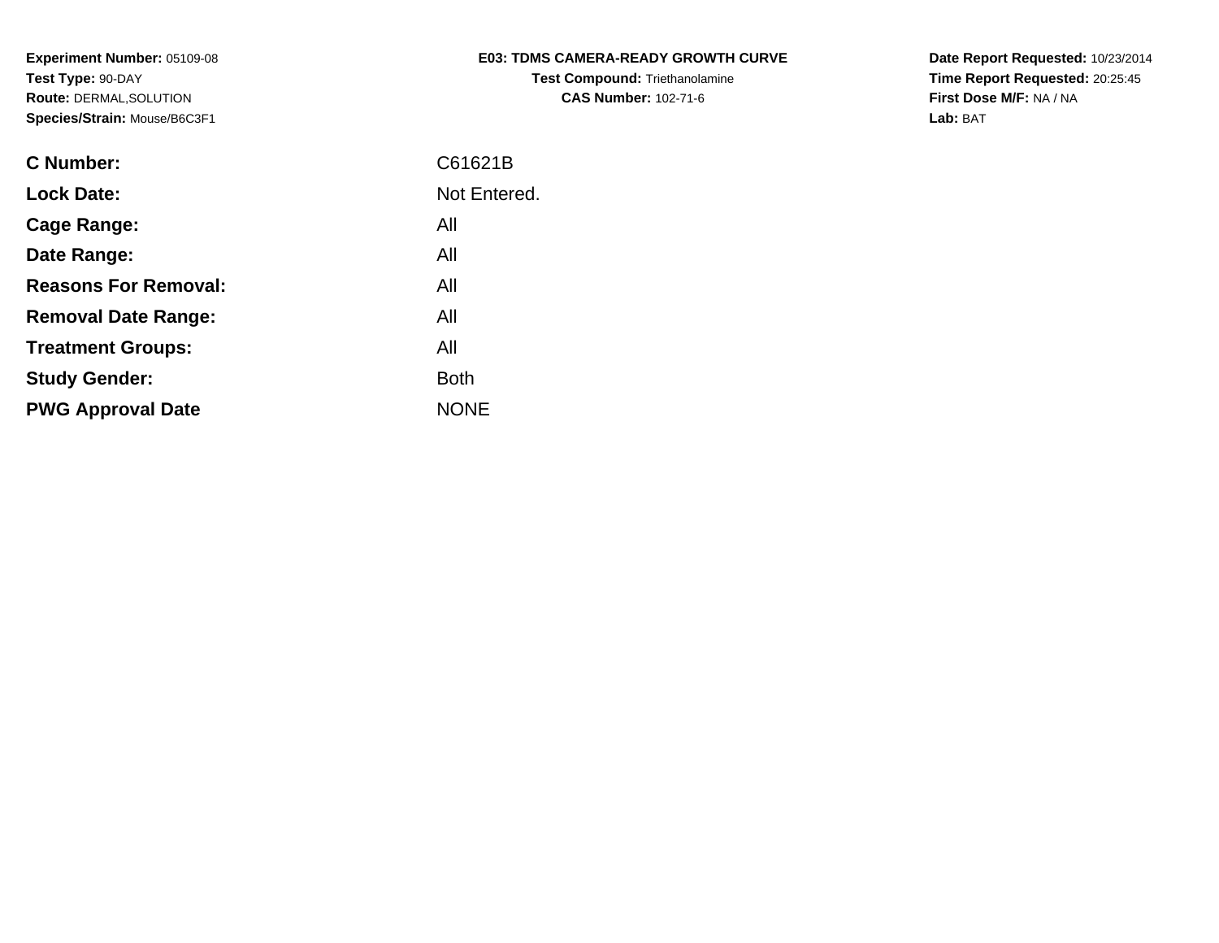**Experiment Number:** 05109-08
**Test Type:** 90-DAY
**Route:** DERMAL,SOLUTION
**Species/Strain:** Mouse/B6C3F1

**E03: TDMS CAMERA-READY GROWTH CURVE**
**Test Compound:** Triethanolamine
**CAS Number:** 102-71-6

**Date Report Requested:** 10/23/2014
**Time Report Requested:** 20:25:45
**First Dose M/F:** NA / NA
**Lab:** BAT

| | |
|---|---|
| **C Number:** | C61621B |
| **Lock Date:** | Not Entered. |
| **Cage Range:** | All |
| **Date Range:** | All |
| **Reasons For Removal:** | All |
| **Removal Date Range:** | All |
| **Treatment Groups:** | All |
| **Study Gender:** | Both |
| **PWG Approval Date** | NONE |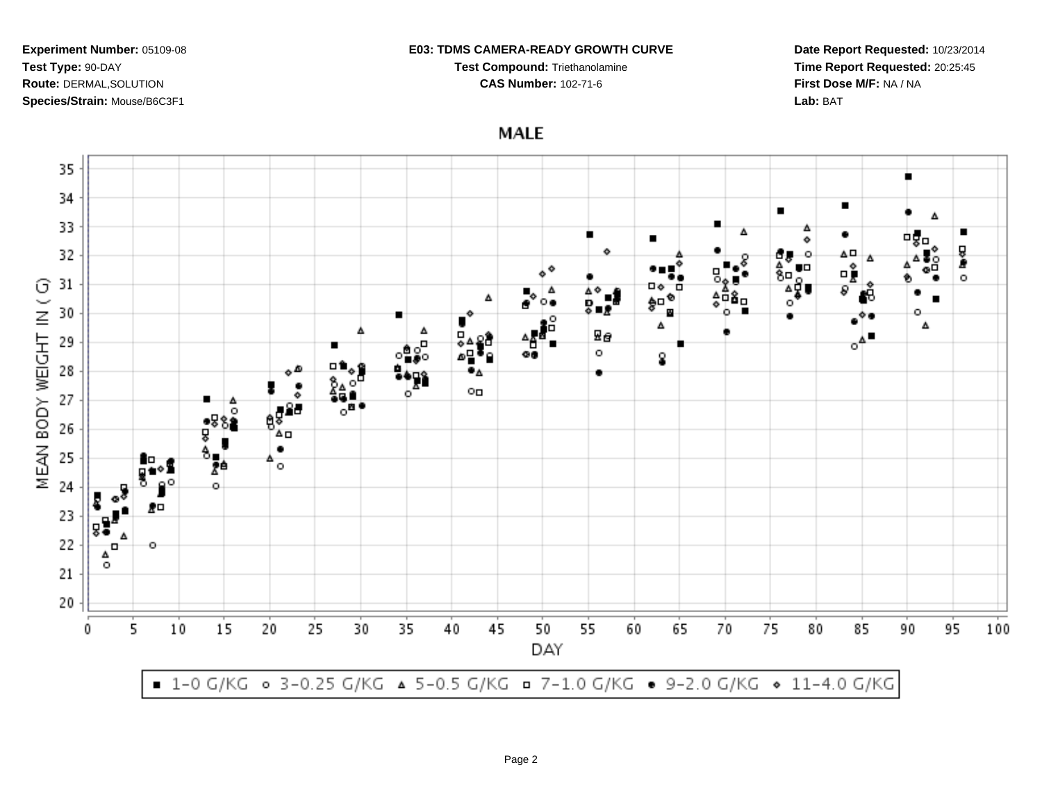**Experiment Number:** 05109-08
**Test Type:** 90-DAY
**Route:** DERMAL,SOLUTION
**Species/Strain:** Mouse/B6C3F1

**E03: TDMS CAMERA-READY GROWTH CURVE**
**Test Compound:** Triethanolamine
**CAS Number:** 102-71-6

**Date Report Requested:** 10/23/2014
**Time Report Requested:** 20:25:45
**First Dose M/F:** NA / NA
**Lab:** BAT

## MALE

MEAN BODY WEIGHT IN ( G)

DAY

■ 1-0 G/KG ○ 3-0.25 G/KG △ 5-0.5 G/KG □ 7-1.0 G/KG ● 9-2.0 G/KG ◇ 11-4.0 G/KG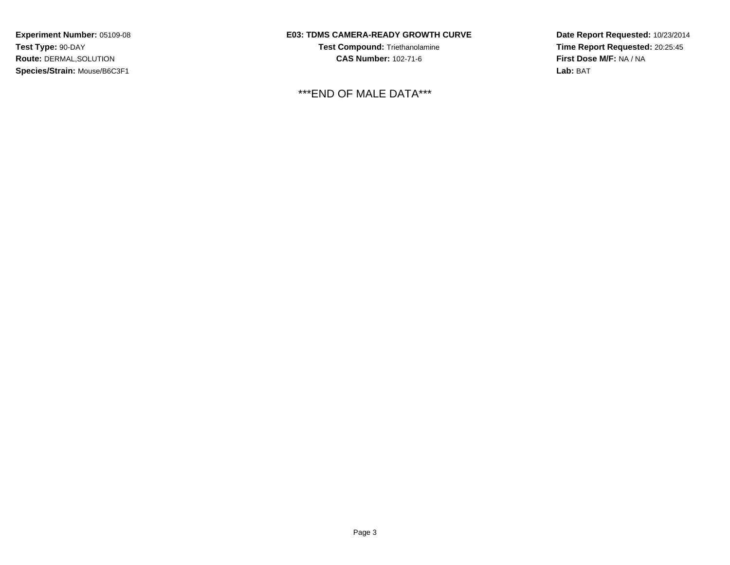**Experiment Number:** 05109-08
**Test Type:** 90-DAY
**Route:** DERMAL,SOLUTION
**Species/Strain:** Mouse/B6C3F1

**E03: TDMS CAMERA-READY GROWTH CURVE**
**Test Compound:** Triethanolamine
**CAS Number:** 102-71-6

**Date Report Requested:** 10/23/2014
**Time Report Requested:** 20:25:45
**First Dose M/F:** NA / NA
**Lab:** BAT

***END OF MALE DATA***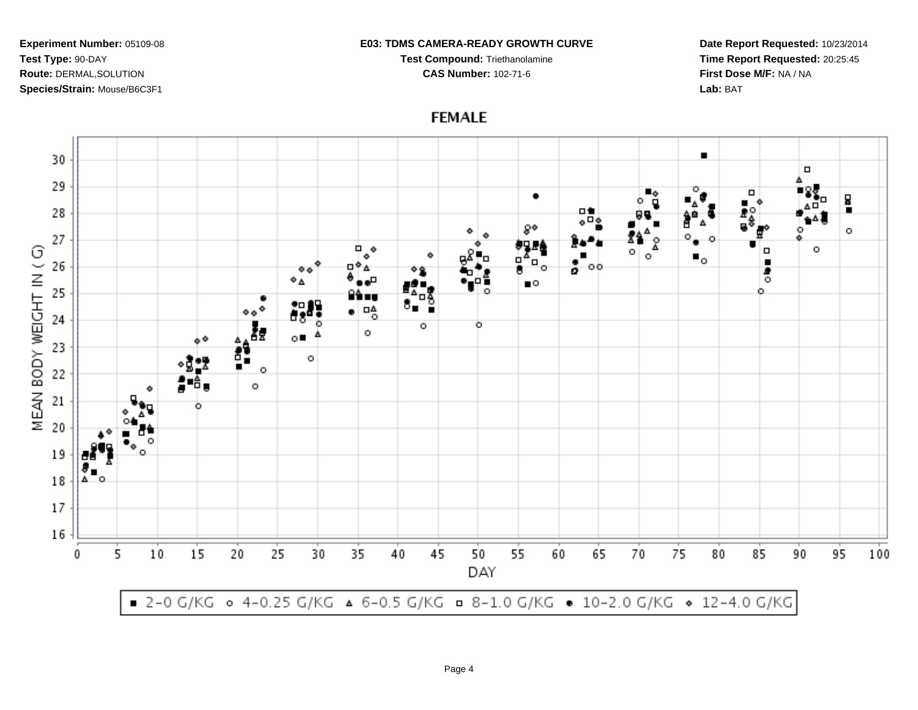**Experiment Number:** 05109-08
**Test Type:** 90-DAY
**Route:** DERMAL,SOLUTION
**Species/Strain:** Mouse/B6C3F1

**E03: TDMS CAMERA-READY GROWTH CURVE**
**Test Compound:** Triethanolamine
**CAS Number:** 102-71-6

**Date Report Requested:** 10/23/2014
**Time Report Requested:** 20:25:45
**First Dose M/F:** NA / NA
**Lab:** BAT

FEMALE

MEAN BODY WEIGHT IN ( G)

DAY

■ 2-0 G/KG ○ 4-0.25 G/KG △ 6-0.5 G/KG □ 8-1.0 G/KG ● 10-2.0 G/KG ◇ 12-4.0 G/KG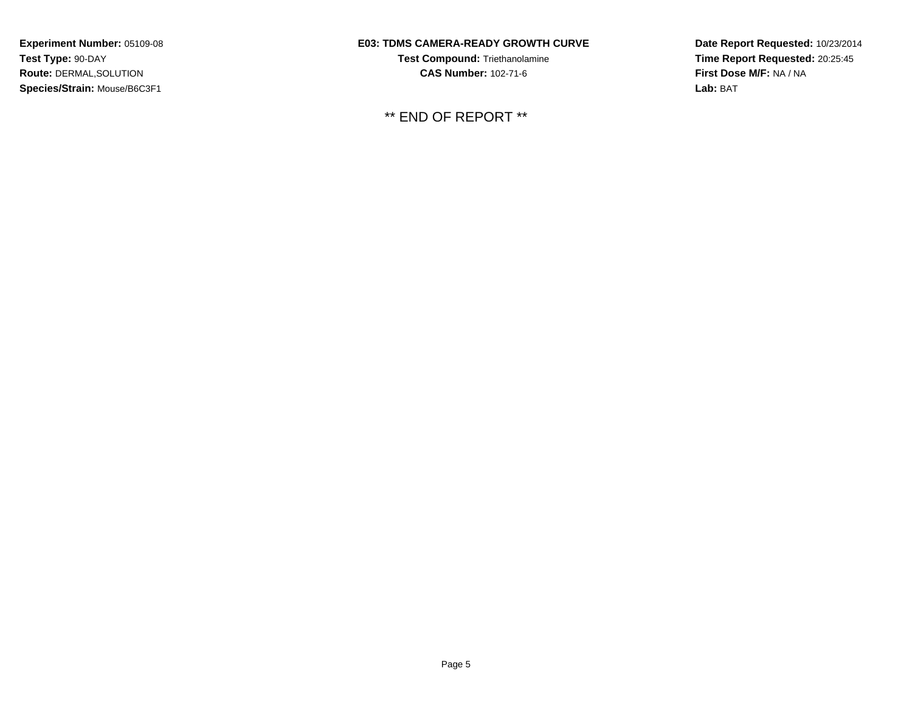**Experiment Number:** 05109-08
**Test Type:** 90-DAY
**Route:** DERMAL,SOLUTION
**Species/Strain:** Mouse/B6C3F1

**E03: TDMS CAMERA-READY GROWTH CURVE**
**Test Compound:** Triethanolamine
**CAS Number:** 102-71-6

**Date Report Requested:** 10/23/2014
**Time Report Requested:** 20:25:45
**First Dose M/F:** NA / NA
**Lab:** BAT

** END OF REPORT **